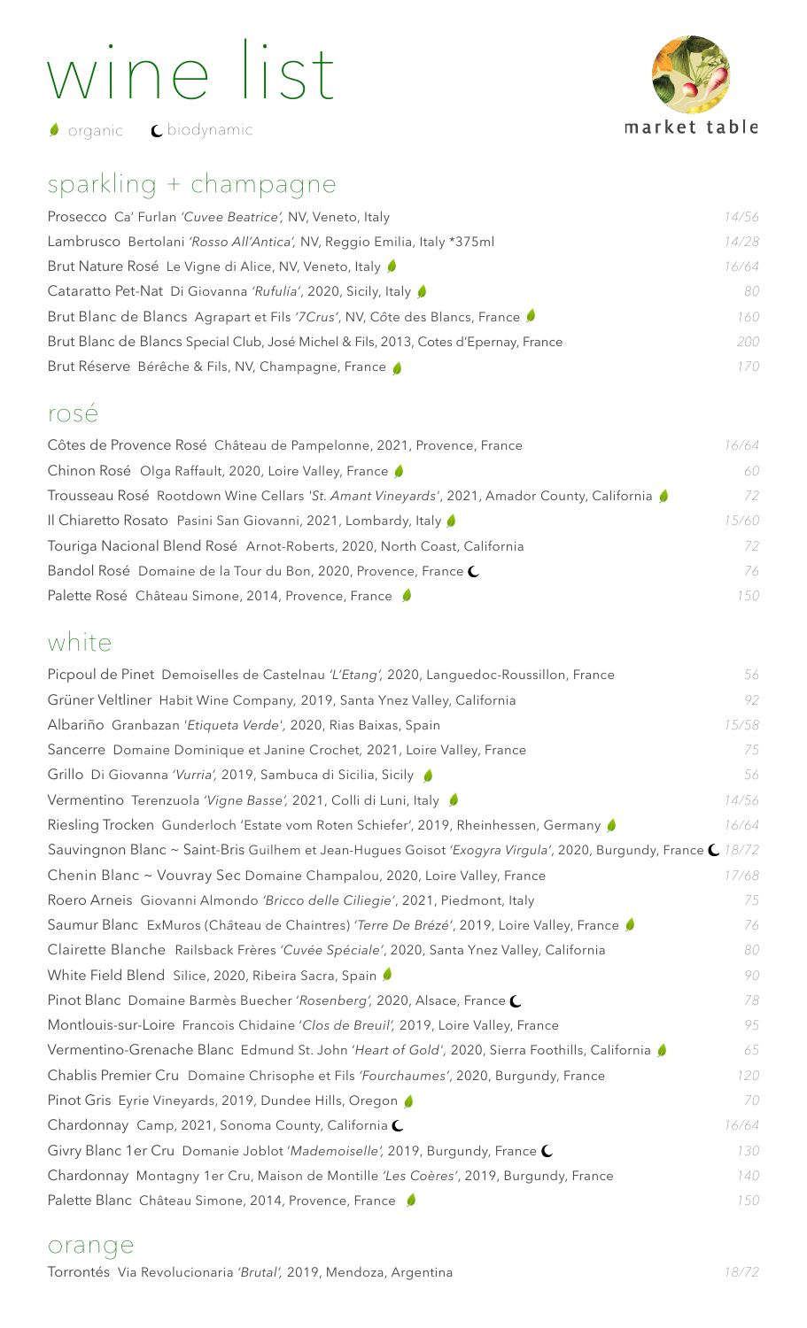# wine list

🌿 organic  ☾ biodynamic

market table

## sparkling + champagne

| | |
|---|---|
| Prosecco Ca' Furlan *'Cuvee Beatrice',* NV, Veneto, Italy | *14/56* |
| Lambrusco Bertolani *'Rosso All'Antica',* NV, Reggio Emilia, Italy *375ml | *14/28* |
| Brut Nature Rosé Le Vigne di Alice, NV, Veneto, Italy 🌿 | *16/64* |
| Cataratto Pet-Nat Di Giovanna *'Rufulía'*, 2020, Sicily, Italy 🌿 | *80* |
| Brut Blanc de Blancs Agrapart et Fils *'7Crus'*, NV, Côte des Blancs, France 🌿 | *160* |
| Brut Blanc de Blancs Special Club, José Michel & Fils, 2013, Cotes d'Epernay, France | *200* |
| Brut Réserve Bérêche & Fils, NV, Champagne, France 🌿 | *170* |

## rosé

| | |
|---|---|
| Côtes de Provence Rosé Château de Pampelonne, 2021, Provence, France | *16/64* |
| Chinon Rosé Olga Raffault, 2020, Loire Valley, France 🌿 | *60* |
| Trousseau Rosé Rootdown Wine Cellars *'St. Amant Vineyards'*, 2021, Amador County, California 🌿 | *72* |
| Il Chiaretto Rosato Pasini San Giovanni, 2021, Lombardy, Italy 🌿 | *15/60* |
| Touriga Nacional Blend Rosé Arnot-Roberts, 2020, North Coast, California | *72* |
| Bandol Rosé Domaine de la Tour du Bon, 2020, Provence, France ☾ | *76* |
| Palette Rosé Château Simone, 2014, Provence, France 🌿 | *150* |

## white

| | |
|---|---|
| Picpoul de Pinet Demoiselles de Castelnau *'L'Etang',* 2020, Languedoc-Roussillon, France | *56* |
| Grüner Veltliner Habit Wine Company, 2019, Santa Ynez Valley, California | *92* |
| Albariño Granbazan *'Etiqueta Verde',* 2020, Rias Baixas, Spain | *15/58* |
| Sancerre Domaine Dominique et Janine Crochet, 2021, Loire Valley, France | *75* |
| Grillo Di Giovanna *'Vurria',* 2019, Sambuca di Sicilia, Sicily 🌿 | *56* |
| Vermentino Terenzuola *'Vigne Basse',* 2021, Colli di Luni, Italy 🌿 | *14/56* |
| Riesling Trocken Gunderloch 'Estate vom Roten Schiefer', 2019, Rheinhessen, Germany 🌿 | *16/64* |
| Sauvignon Blanc ~ Saint-Bris Guilhem et Jean-Hugues Goisot *'Exogyra Virgula'*, 2020, Burgundy, France ☾ | *18/72* |
| Chenin Blanc ~ Vouvray Sec Domaine Champalou, 2020, Loire Valley, France | *17/68* |
| Roero Arneis Giovanni Almondo *'Bricco delle Ciliegie'*, 2021, Piedmont, Italy | *75* |
| Saumur Blanc ExMuros (Château de Chaintres) *'Terre De Brézé'*, 2019, Loire Valley, France 🌿 | *76* |
| Clairette Blanche Railsback Frères *'Cuvée Spéciale'*, 2020, Santa Ynez Valley, California | *80* |
| White Field Blend Silice, 2020, Ribeira Sacra, Spain 🌿 | *90* |
| Pinot Blanc Domaine Barmès Buecher *'Rosenberg',* 2020, Alsace, France ☾ | *78* |
| Montlouis-sur-Loire Francois Chidaine *'Clos de Breuil',* 2019, Loire Valley, France | *95* |
| Vermentino-Grenache Blanc Edmund St. John *'Heart of Gold',* 2020, Sierra Foothills, California 🌿 | *65* |
| Chablis Premier Cru Domaine Chrisophe et Fils *'Fourchaumes'*, 2020, Burgundy, France | *120* |
| Pinot Gris Eyrie Vineyards, 2019, Dundee Hills, Oregon 🌿 | *70* |
| Chardonnay Camp, 2021, Sonoma County, California ☾ | *16/64* |
| Givry Blanc 1er Cru Domanie Joblot *'Mademoiselle',* 2019, Burgundy, France ☾ | *130* |
| Chardonnay Montagny 1er Cru, Maison de Montille *'Les Coères'*, 2019, Burgundy, France | *140* |
| Palette Blanc Château Simone, 2014, Provence, France 🌿 | *150* |

## orange

| | |
|---|---|
| Torrontés Via Revolucionaria *'Brutal',* 2019, Mendoza, Argentina | *18/72* |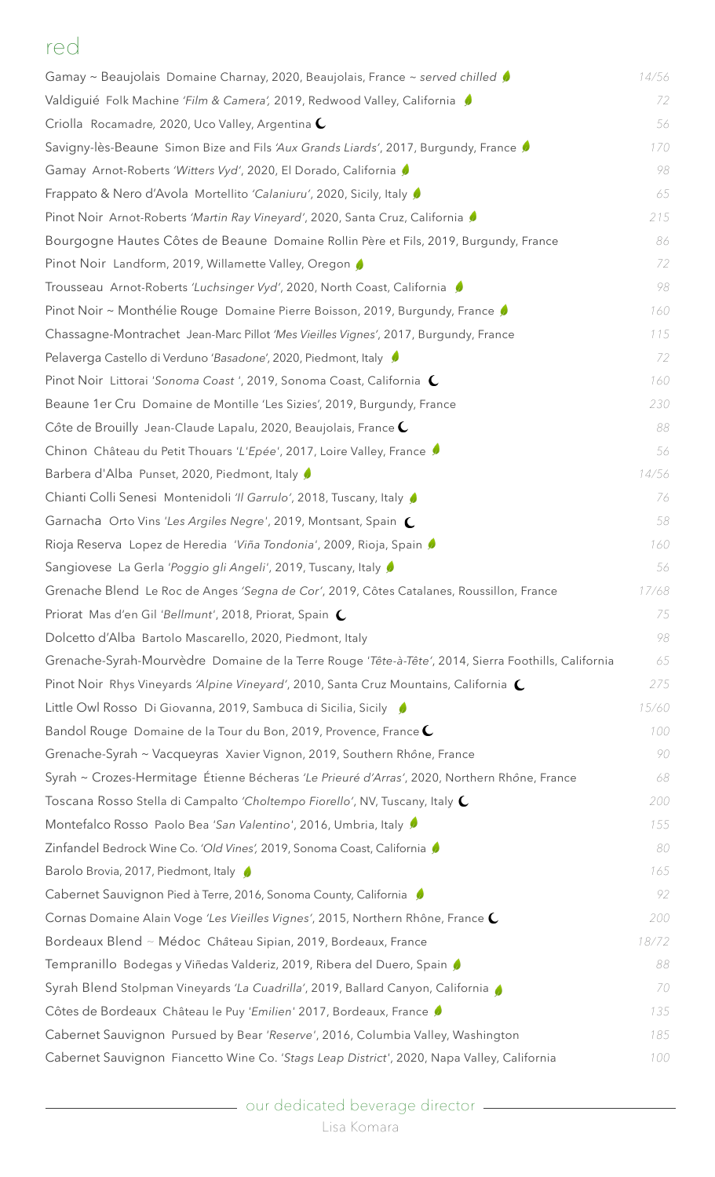## red

| | |
|---|---|
| Gamay ~ Beaujolais Domaine Charnay, 2020, Beaujolais, France ~ *served chilled* | 14/56 |
| Valdiguié Folk Machine *'Film & Camera'*, 2019, Redwood Valley, California | 72 |
| Criolla Rocamadre, 2020, Uco Valley, Argentina | 56 |
| Savigny-lès-Beaune Simon Bize and Fils *'Aux Grands Liards'*, 2017, Burgundy, France | 170 |
| Gamay Arnot-Roberts *'Witters Vyd'*, 2020, El Dorado, California | 98 |
| Frappato & Nero d'Avola Mortellito *'Calaniuru'*, 2020, Sicily, Italy | 65 |
| Pinot Noir Arnot-Roberts *'Martin Ray Vineyard'*, 2020, Santa Cruz, California | 215 |
| Bourgogne Hautes Côtes de Beaune Domaine Rollin Père et Fils, 2019, Burgundy, France | 86 |
| Pinot Noir Landform, 2019, Willamette Valley, Oregon | 72 |
| Trousseau Arnot-Roberts *'Luchsinger Vyd'*, 2020, North Coast, California | 98 |
| Pinot Noir ~ Monthélie Rouge Domaine Pierre Boisson, 2019, Burgundy, France | 160 |
| Chassagne-Montrachet Jean-Marc Pillot *'Mes Vieilles Vignes'*, 2017, Burgundy, France | 115 |
| Pelaverga Castello di Verduno *'Basadone'*, 2020, Piedmont, Italy | 72 |
| Pinot Noir Littorai *'Sonoma Coast '*, 2019, Sonoma Coast, California | 160 |
| Beaune 1er Cru Domaine de Montille 'Les Sizies', 2019, Burgundy, France | 230 |
| Côte de Brouilly Jean-Claude Lapalu, 2020, Beaujolais, France | 88 |
| Chinon Château du Petit Thouars *'L'Epée'*, 2017, Loire Valley, France | 56 |
| Barbera d'Alba Punset, 2020, Piedmont, Italy | 14/56 |
| Chianti Colli Senesi Montenidoli *'Il Garrulo'*, 2018, Tuscany, Italy | 76 |
| Garnacha Orto Vins *'Les Argiles Negre'*, 2019, Montsant, Spain | 58 |
| Rioja Reserva Lopez de Heredia *'Viña Tondonia'*, 2009, Rioja, Spain | 160 |
| Sangiovese La Gerla *'Poggio gli Angeli'*, 2019, Tuscany, Italy | 56 |
| Grenache Blend Le Roc de Anges *'Segna de Cor'*, 2019, Côtes Catalanes, Roussillon, France | 17/68 |
| Priorat Mas d'en Gil *'Bellmunt'*, 2018, Priorat, Spain | 75 |
| Dolcetto d'Alba Bartolo Mascarello, 2020, Piedmont, Italy | 98 |
| Grenache-Syrah-Mourvèdre Domaine de la Terre Rouge *'Tête-à-Tête'*, 2014, Sierra Foothills, California | 65 |
| Pinot Noir Rhys Vineyards *'Alpine Vineyard'*, 2010, Santa Cruz Mountains, California | 275 |
| Little Owl Rosso Di Giovanna, 2019, Sambuca di Sicilia, Sicily | 15/60 |
| Bandol Rouge Domaine de la Tour du Bon, 2019, Provence, France | 100 |
| Grenache-Syrah ~ Vacqueyras Xavier Vignon, 2019, Southern Rhône, France | 90 |
| Syrah ~ Crozes-Hermitage Étienne Bécheras *'Le Prieuré d'Arras'*, 2020, Northern Rhône, France | 68 |
| Toscana Rosso Stella di Campalto *'Choltempo Fiorello'*, NV, Tuscany, Italy | 200 |
| Montefalco Rosso Paolo Bea *'San Valentino'*, 2016, Umbria, Italy | 155 |
| Zinfandel Bedrock Wine Co. *'Old Vines'*, 2019, Sonoma Coast, California | 80 |
| Barolo Brovia, 2017, Piedmont, Italy | 165 |
| Cabernet Sauvignon Pied à Terre, 2016, Sonoma County, California | 92 |
| Cornas Domaine Alain Voge *'Les Vieilles Vignes'*, 2015, Northern Rhône, France | 200 |
| Bordeaux Blend ~ Médoc Château Sipian, 2019, Bordeaux, France | 18/72 |
| Tempranillo Bodegas y Viñedas Valderiz, 2019, Ribera del Duero, Spain | 88 |
| Syrah Blend Stolpman Vineyards *'La Cuadrilla'*, 2019, Ballard Canyon, California | 70 |
| Côtes de Bordeaux Château le Puy *'Emilien'* 2017, Bordeaux, France | 135 |
| Cabernet Sauvignon Pursued by Bear *'Reserve'*, 2016, Columbia Valley, Washington | 185 |
| Cabernet Sauvignon Fiancetto Wine Co. *'Stags Leap District'*, 2020, Napa Valley, California | 100 |

our dedicated beverage director

Lisa Komara